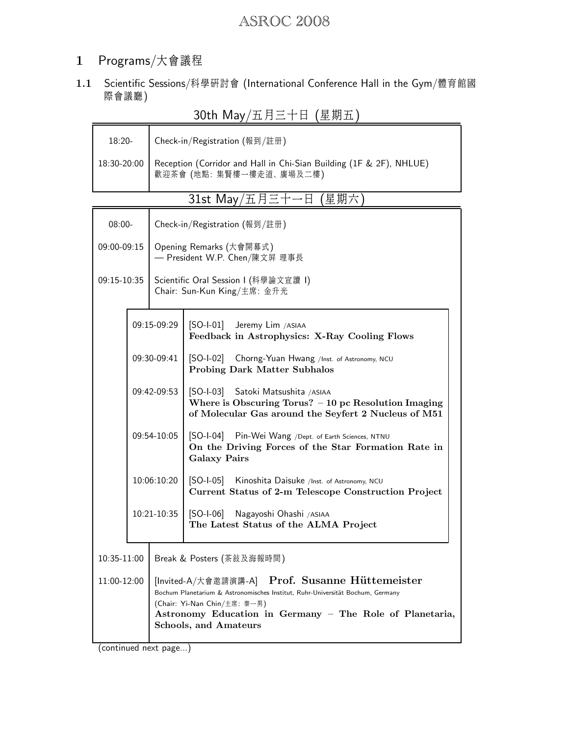# 1 Programs/大會議程

## 1.1 Scientific Sessions/科學研討會 (International Conference Hall in the Gym/體育館國際會議廳)

### 30th May/五月三十日 (星期五)

| Time | Program |
|---|---|
| 18:20- | Check-in/Registration (報到/註冊) |
| 18:30-20:00 | Reception (Corridor and Hall in Chi-Sian Building (1F & 2F), NHLUE) 歡迎茶會 (地點: 集賢樓一樓走道、廣場及二樓) |

### 31st May/五月三十一日 (星期六)

| Time | | Program |
|---|---|---|
| 08:00- | | Check-in/Registration (報到/註冊) |
| 09:00-09:15 | | Opening Remarks (大會開幕式) — President W.P. Chen/陳文屏 理事長 |
| 09:15-10:35 | | Scientific Oral Session I (科學論文宣讀 I) Chair: Sun-Kun King/主席: 金升光 |
| | 09:15-09:29 | [SO-I-01] Jeremy Lim /ASIAA **Feedback in Astrophysics: X-Ray Cooling Flows** |
| | 09:30-09:41 | [SO-I-02] Chorng-Yuan Hwang /Inst. of Astronomy, NCU **Probing Dark Matter Subhalos** |
| | 09:42-09:53 | [SO-I-03] Satoki Matsushita /ASIAA **Where is Obscuring Torus? – 10 pc Resolution Imaging of Molecular Gas around the Seyfert 2 Nucleus of M51** |
| | 09:54-10:05 | [SO-I-04] Pin-Wei Wang /Dept. of Earth Sciences, NTNU **On the Driving Forces of the Star Formation Rate in Galaxy Pairs** |
| | 10:06:10:20 | [SO-I-05] Kinoshita Daisuke /Inst. of Astronomy, NCU **Current Status of 2-m Telescope Construction Project** |
| | 10:21-10:35 | [SO-I-06] Nagayoshi Ohashi /ASIAA **The Latest Status of the ALMA Project** |
| 10:35-11:00 | | Break & Posters (茶敘及海報時間) |
| 11:00-12:00 | | [Invited-A/大會邀請演講-A] **Prof. Susanne Hüttemeister** Bochum Planetarium & Astronomisches Institut, Ruhr-Universität Bochum, Germany (Chair: Yi-Nan Chin/主席: 秦一男) **Astronomy Education in Germany – The Role of Planetaria, Schools, and Amateurs** |

(continued next page...)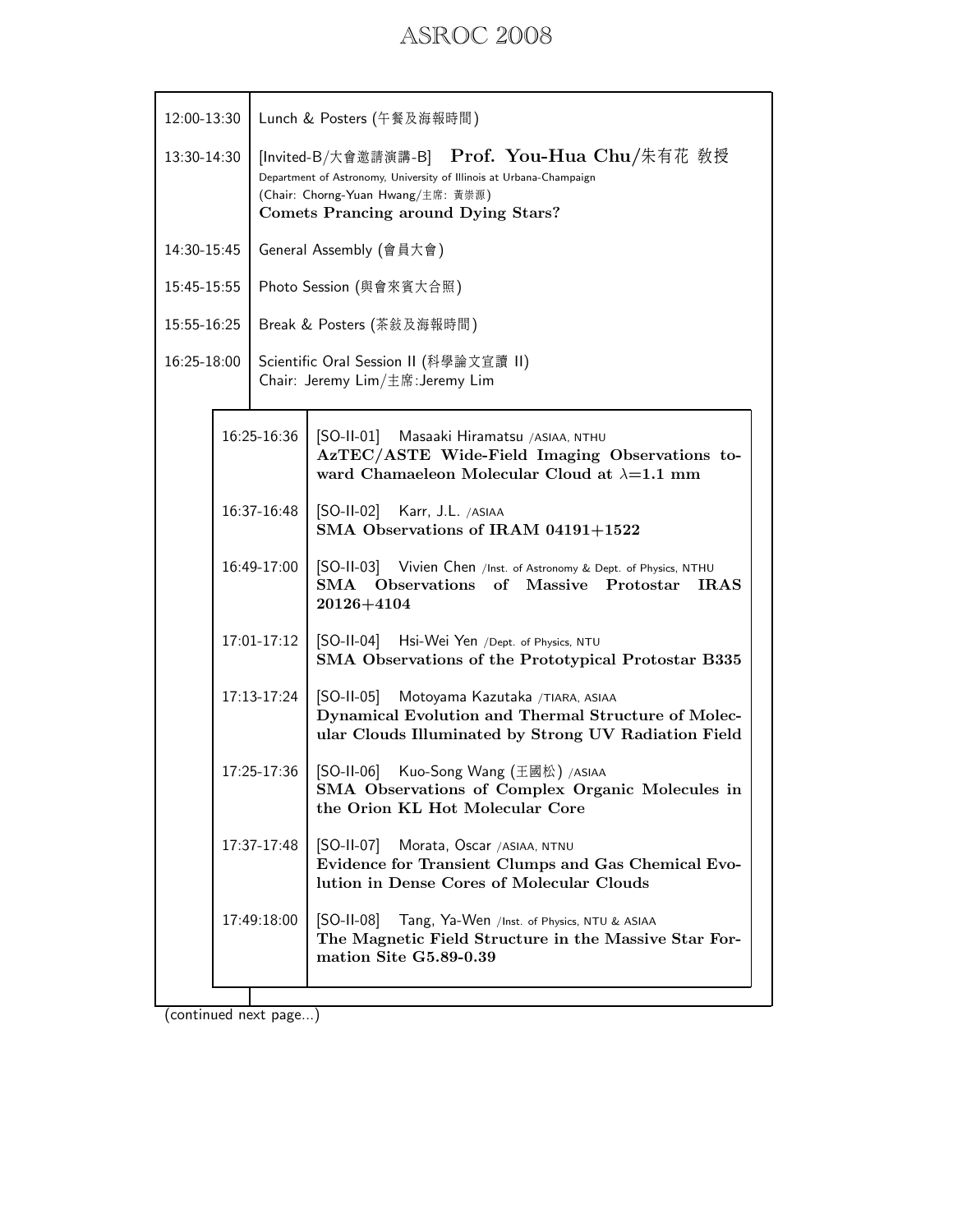| | |
|---|---|
| 12:00-13:30 | Lunch & Posters (午餐及海報時間) |
| 13:30-14:30 | [Invited-B/大會邀請演講-B] **Prof. You-Hua Chu/朱有花 教授**<br>Department of Astronomy, University of Illinois at Urbana-Champaign<br>(Chair: Chorng-Yuan Hwang/主席: 黃崇源)<br>**Comets Prancing around Dying Stars?** |
| 14:30-15:45 | General Assembly (會員大會) |
| 15:45-15:55 | Photo Session (與會來賓大合照) |
| 15:55-16:25 | Break & Posters (茶敍及海報時間) |
| 16:25-18:00 | Scientific Oral Session II (科學論文宣讀 II)<br>Chair: Jeremy Lim/主席:Jeremy Lim |

| | |
|---|---|
| 16:25-16:36 | [SO-II-01] Masaaki Hiramatsu /ASIAA, NTHU<br>**AzTEC/ASTE Wide-Field Imaging Observations toward Chamaeleon Molecular Cloud at $\lambda$=1.1 mm** |
| 16:37-16:48 | [SO-II-02] Karr, J.L. /ASIAA<br>**SMA Observations of IRAM 04191+1522** |
| 16:49-17:00 | [SO-II-03] Vivien Chen /Inst. of Astronomy & Dept. of Physics, NTHU<br>**SMA Observations of Massive Protostar IRAS 20126+4104** |
| 17:01-17:12 | [SO-II-04] Hsi-Wei Yen /Dept. of Physics, NTU<br>**SMA Observations of the Prototypical Protostar B335** |
| 17:13-17:24 | [SO-II-05] Motoyama Kazutaka /TIARA, ASIAA<br>**Dynamical Evolution and Thermal Structure of Molecular Clouds Illuminated by Strong UV Radiation Field** |
| 17:25-17:36 | [SO-II-06] Kuo-Song Wang (王國松) /ASIAA<br>**SMA Observations of Complex Organic Molecules in the Orion KL Hot Molecular Core** |
| 17:37-17:48 | [SO-II-07] Morata, Oscar /ASIAA, NTNU<br>**Evidence for Transient Clumps and Gas Chemical Evolution in Dense Cores of Molecular Clouds** |
| 17:49:18:00 | [SO-II-08] Tang, Ya-Wen /Inst. of Physics, NTU & ASIAA<br>**The Magnetic Field Structure in the Massive Star Formation Site G5.89-0.39** |

(continued next page...)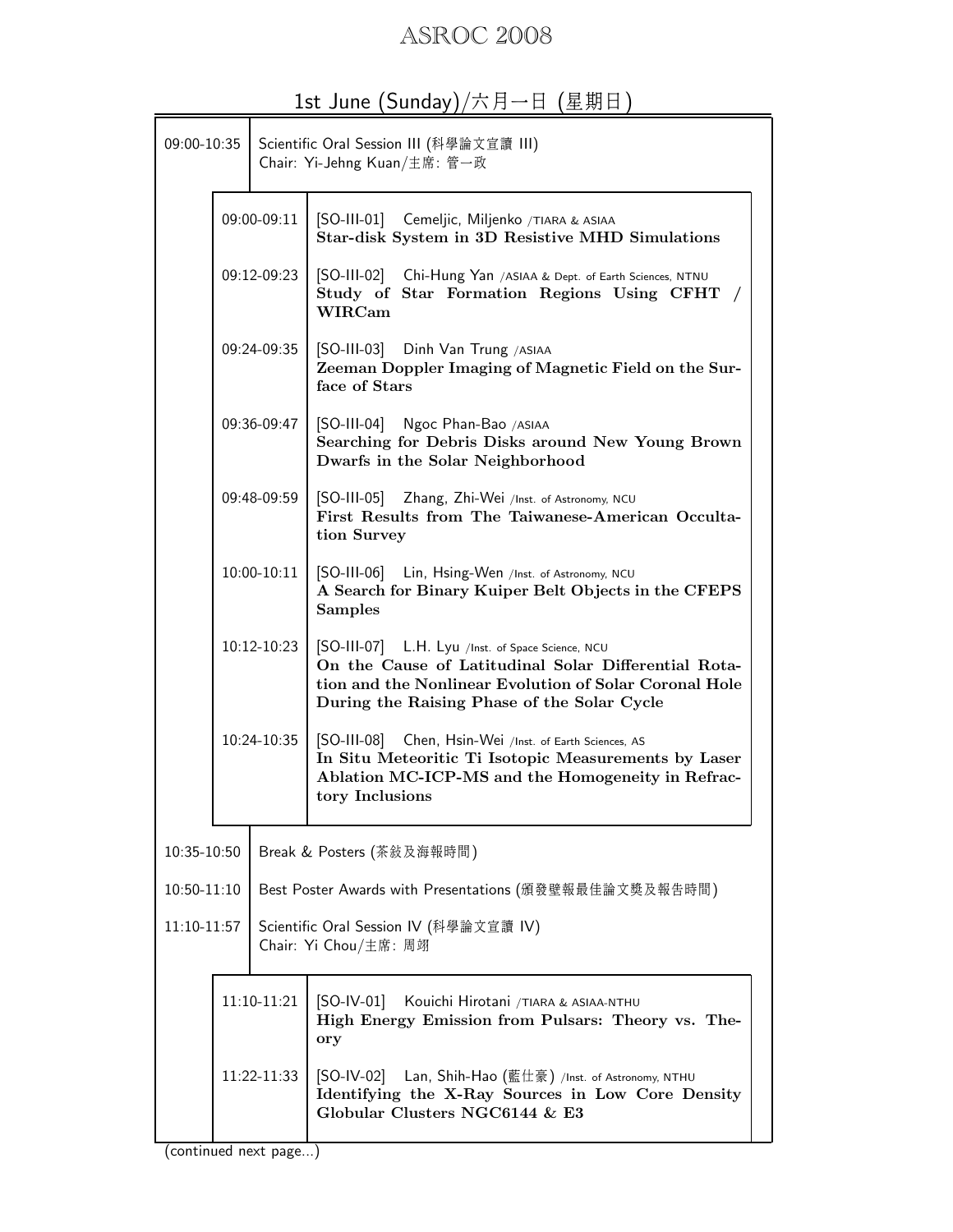## 1st June (Sunday)/六月一日 (星期日)

**09:00-10:35** Scientific Oral Session III (科學論文宣讀 III)
Chair: Yi-Jehng Kuan/主席: 管一政

| Time | Presentation |
|---|---|
| 09:00-09:11 | [SO-III-01] Cemeljic, Miljenko /TIARA & ASIAA<br>**Star-disk System in 3D Resistive MHD Simulations** |
| 09:12-09:23 | [SO-III-02] Chi-Hung Yan /ASIAA & Dept. of Earth Sciences, NTNU<br>**Study of Star Formation Regions Using CFHT / WIRCam** |
| 09:24-09:35 | [SO-III-03] Dinh Van Trung /ASIAA<br>**Zeeman Doppler Imaging of Magnetic Field on the Surface of Stars** |
| 09:36-09:47 | [SO-III-04] Ngoc Phan-Bao /ASIAA<br>**Searching for Debris Disks around New Young Brown Dwarfs in the Solar Neighborhood** |
| 09:48-09:59 | [SO-III-05] Zhang, Zhi-Wei /Inst. of Astronomy, NCU<br>**First Results from The Taiwanese-American Occultation Survey** |
| 10:00-10:11 | [SO-III-06] Lin, Hsing-Wen /Inst. of Astronomy, NCU<br>**A Search for Binary Kuiper Belt Objects in the CFEPS Samples** |
| 10:12-10:23 | [SO-III-07] L.H. Lyu /Inst. of Space Science, NCU<br>**On the Cause of Latitudinal Solar Differential Rotation and the Nonlinear Evolution of Solar Coronal Hole During the Raising Phase of the Solar Cycle** |
| 10:24-10:35 | [SO-III-08] Chen, Hsin-Wei /Inst. of Earth Sciences, AS<br>**In Situ Meteoritic Ti Isotopic Measurements by Laser Ablation MC-ICP-MS and the Homogeneity in Refractory Inclusions** |

**10:35-10:50** Break & Posters (茶敍及海報時間)

**10:50-11:10** Best Poster Awards with Presentations (頒發壁報最佳論文獎及報告時間)

**11:10-11:57** Scientific Oral Session IV (科學論文宣讀 IV)
Chair: Yi Chou/主席: 周翊

| Time | Presentation |
|---|---|
| 11:10-11:21 | [SO-IV-01] Kouichi Hirotani /TIARA & ASIAA-NTHU<br>**High Energy Emission from Pulsars: Theory vs. Theory** |
| 11:22-11:33 | [SO-IV-02] Lan, Shih-Hao (藍仕豪) /Inst. of Astronomy, NTHU<br>**Identifying the X-Ray Sources in Low Core Density Globular Clusters NGC6144 & E3** |

(continued next page...)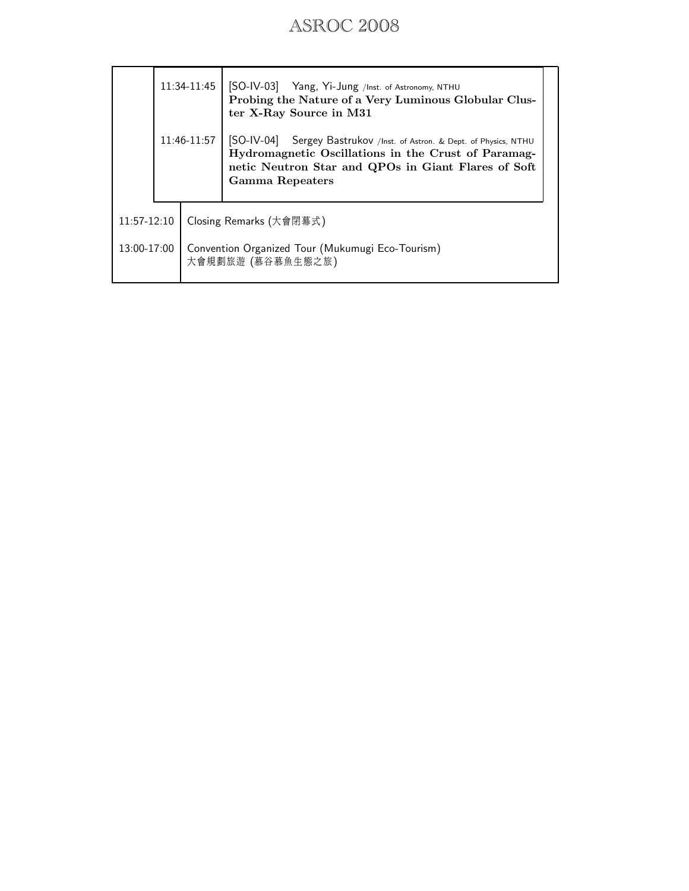| | |
|---|---|
| 11:34-11:45 | [SO-IV-03] Yang, Yi-Jung /Inst. of Astronomy, NTHU<br>**Probing the Nature of a Very Luminous Globular Cluster X-Ray Source in M31** |
| 11:46-11:57 | [SO-IV-04] Sergey Bastrukov /Inst. of Astron. & Dept. of Physics, NTHU<br>**Hydromagnetic Oscillations in the Crust of Paramagnetic Neutron Star and QPOs in Giant Flares of Soft Gamma Repeaters** |
| 11:57-12:10 | Closing Remarks (大會閉幕式) |
| 13:00-17:00 | Convention Organized Tour (Mukumugi Eco-Tourism)<br>大會規劃旅遊 (慕谷慕魚生態之旅) |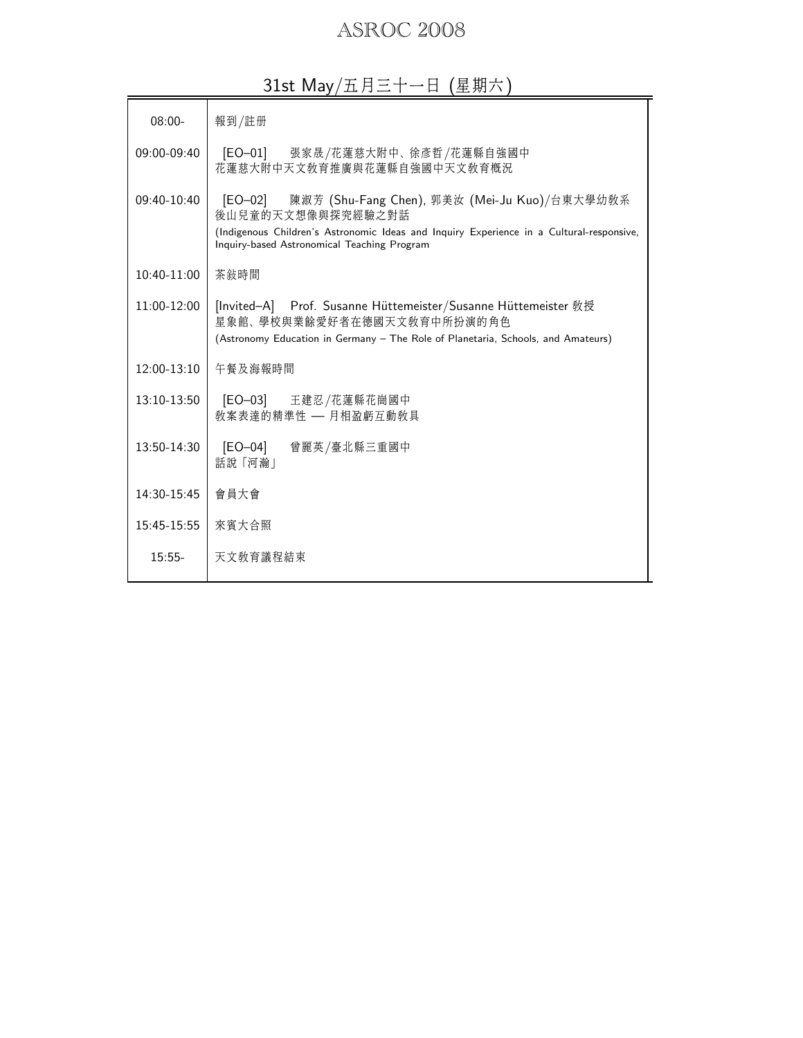## 31st May/五月三十一日 (星期六)

| | |
|---|---|
| 08:00- | 報到/註冊 |
| 09:00-09:40 | [EO–01] 張家晟/花蓮慈大附中、徐彥哲/花蓮縣自強國中<br>花蓮慈大附中天文教育推廣與花蓮縣自強國中天文教育概況 |
| 09:40-10:40 | [EO–02] 陳淑芳 (Shu-Fang Chen), 郭美汝 (Mei-Ju Kuo)/台東大學幼教系<br>後山兒童的天文想像與探究經驗之對話<br>(Indigenous Children's Astronomic Ideas and Inquiry Experience in a Cultural-responsive, Inquiry-based Astronomical Teaching Program |
| 10:40-11:00 | 茶敍時間 |
| 11:00-12:00 | [Invited–A] Prof. Susanne Hüttemeister/Susanne Hüttemeister 教授<br>星象館、學校與業餘愛好者在德國天文教育中所扮演的角色<br>(Astronomy Education in Germany – The Role of Planetaria, Schools, and Amateurs) |
| 12:00-13:10 | 午餐及海報時間 |
| 13:10-13:50 | [EO–03] 王建忍/花蓮縣花崗國中<br>教案表達的精準性 — 月相盈虧互動教具 |
| 13:50-14:30 | [EO–04] 曾麗英/臺北縣三重國中<br>話說「河瀚」 |
| 14:30-15:45 | 會員大會 |
| 15:45-15:55 | 來賓大合照 |
| 15:55- | 天文教育議程結束 |